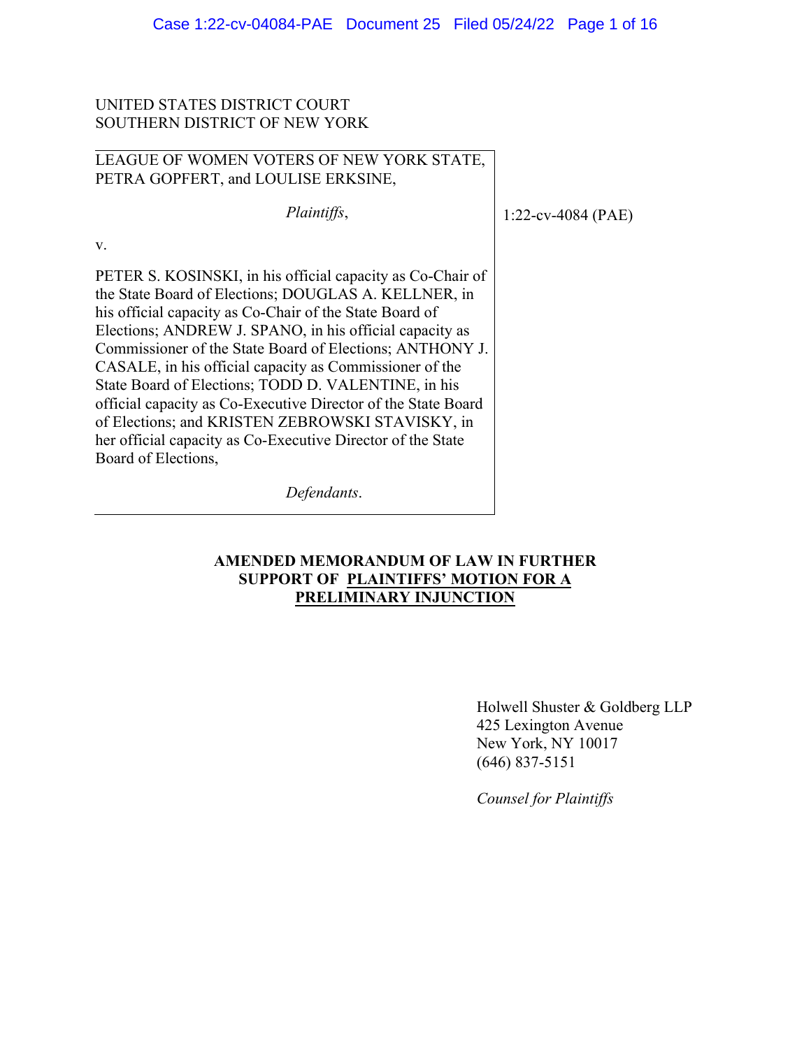UNITED STATES DISTRICT COURT
SOUTHERN DISTRICT OF NEW YORK

| | |
|---|---|
| LEAGUE OF WOMEN VOTERS OF NEW YORK STATE, PETRA GOPFERT, and LOULISE ERKSINE,<br><br>*Plaintiffs*,<br><br>v.<br><br>PETER S. KOSINSKI, in his official capacity as Co-Chair of the State Board of Elections; DOUGLAS A. KELLNER, in his official capacity as Co-Chair of the State Board of Elections; ANDREW J. SPANO, in his official capacity as Commissioner of the State Board of Elections; ANTHONY J. CASALE, in his official capacity as Commissioner of the State Board of Elections; TODD D. VALENTINE, in his official capacity as Co-Executive Director of the State Board of Elections; and KRISTEN ZEBROWSKI STAVISKY, in her official capacity as Co-Executive Director of the State Board of Elections,<br><br>*Defendants*. | 1:22-cv-4084 (PAE) |

**AMENDED MEMORANDUM OF LAW IN FURTHER SUPPORT OF PLAINTIFFS' MOTION FOR A PRELIMINARY INJUNCTION**

Holwell Shuster & Goldberg LLP
425 Lexington Avenue
New York, NY 10017
(646) 837-5151

*Counsel for Plaintiffs*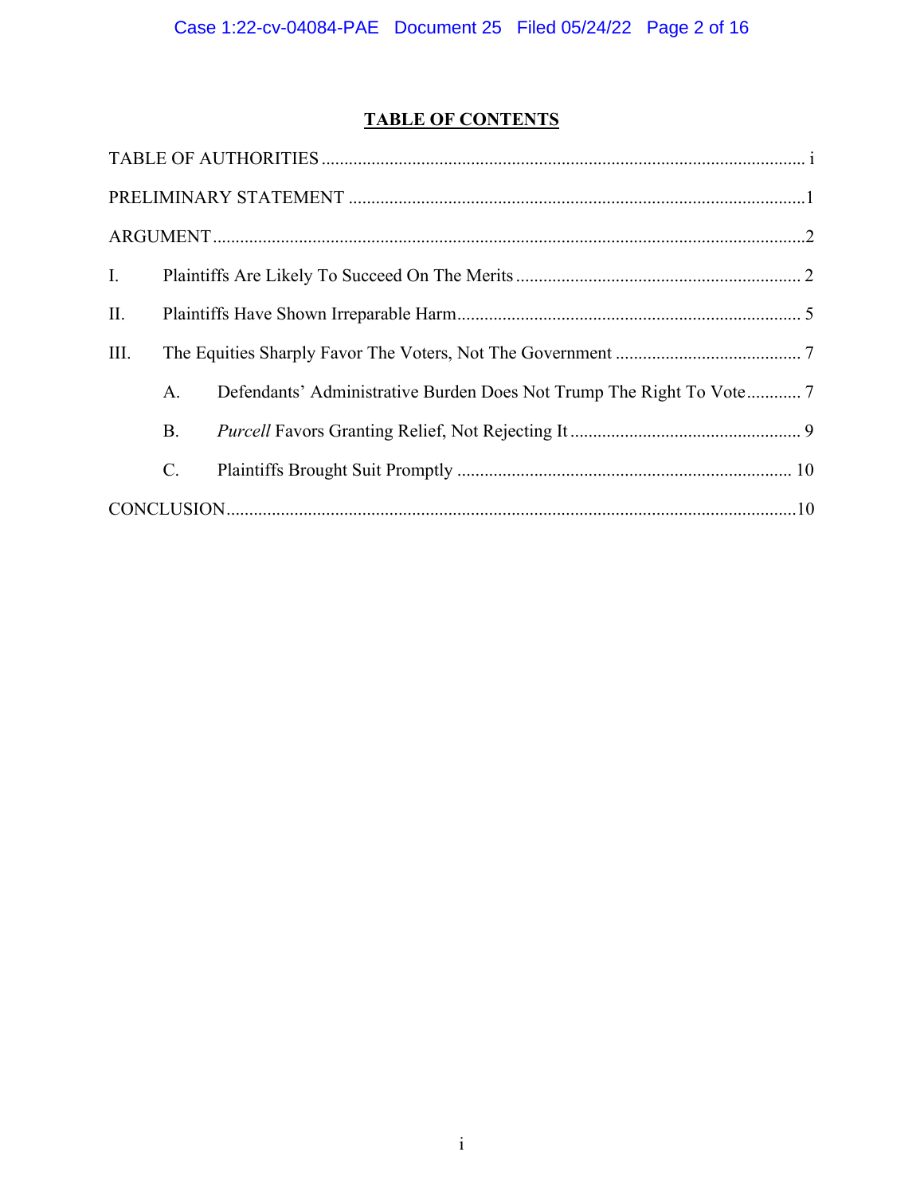# TABLE OF CONTENTS

TABLE OF AUTHORITIES ........................................................................................................ i

PRELIMINARY STATEMENT ....................................................................................................1

ARGUMENT ..................................................................................................................................2

I. Plaintiffs Are Likely To Succeed On The Merits ............................................................... 2

II. Plaintiffs Have Shown Irreparable Harm ............................................................................ 5

III. The Equities Sharply Favor The Voters, Not The Government ......................................... 7

  A. Defendants' Administrative Burden Does Not Trump The Right To Vote ............ 7

  B. *Purcell* Favors Granting Relief, Not Rejecting It ................................................... 9

  C. Plaintiffs Brought Suit Promptly .......................................................................... 10

CONCLUSION ............................................................................................................................10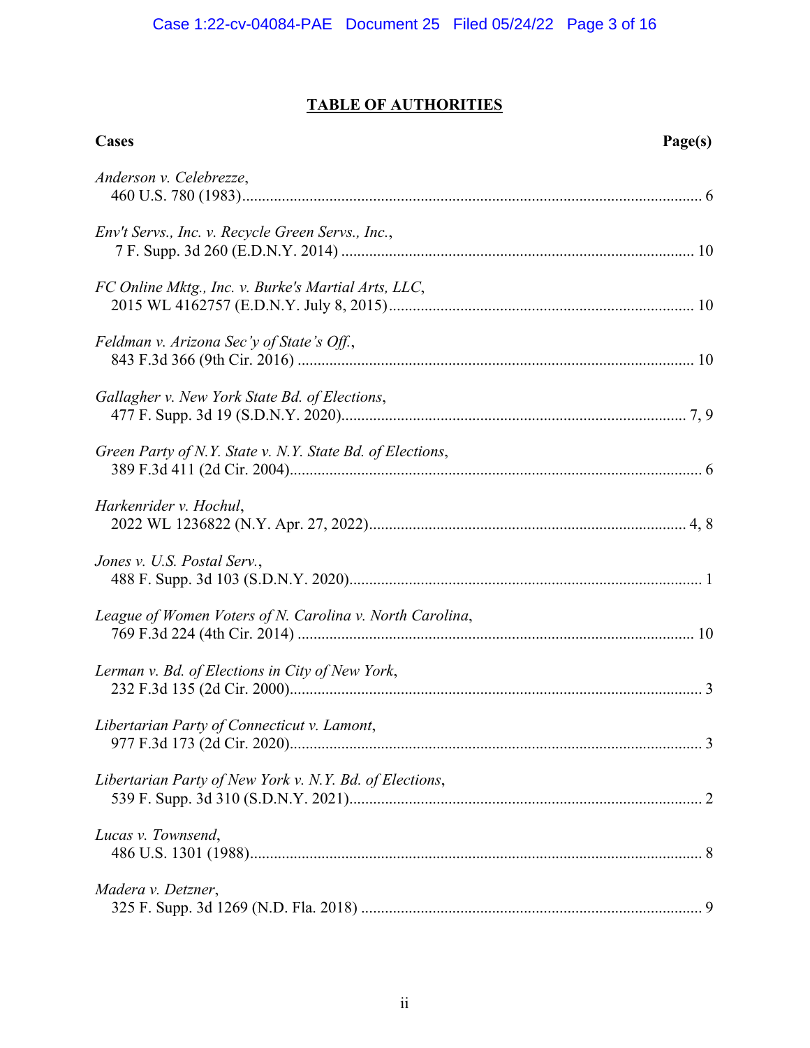**TABLE OF AUTHORITIES**

**Cases** **Page(s)**

*Anderson v. Celebrezze*,
460 U.S. 780 (1983)....................................................................................................................6

*Env't Servs., Inc. v. Recycle Green Servs., Inc.*,
7 F. Supp. 3d 260 (E.D.N.Y. 2014) ..........................................................................................10

*FC Online Mktg., Inc. v. Burke's Martial Arts, LLC*,
2015 WL 4162757 (E.D.N.Y. July 8, 2015)............................................................................10

*Feldman v. Arizona Sec'y of State's Off.*,
843 F.3d 366 (9th Cir. 2016) ...................................................................................................10

*Gallagher v. New York State Bd. of Elections*,
477 F. Supp. 3d 19 (S.D.N.Y. 2020).....................................................................................7, 9

*Green Party of N.Y. State v. N.Y. State Bd. of Elections*,
389 F.3d 411 (2d Cir. 2004)........................................................................................................6

*Harkenrider v. Hochul*,
2022 WL 1236822 (N.Y. Apr. 27, 2022)................................................................................4, 8

*Jones v. U.S. Postal Serv.*,
488 F. Supp. 3d 103 (S.D.N.Y. 2020)........................................................................................1

*League of Women Voters of N. Carolina v. North Carolina*,
769 F.3d 224 (4th Cir. 2014) ...................................................................................................10

*Lerman v. Bd. of Elections in City of New York*,
232 F.3d 135 (2d Cir. 2000)........................................................................................................3

*Libertarian Party of Connecticut v. Lamont*,
977 F.3d 173 (2d Cir. 2020)........................................................................................................3

*Libertarian Party of New York v. N.Y. Bd. of Elections*,
539 F. Supp. 3d 310 (S.D.N.Y. 2021)........................................................................................2

*Lucas v. Townsend*,
486 U.S. 1301 (1988)..................................................................................................................8

*Madera v. Detzner*,
325 F. Supp. 3d 1269 (N.D. Fla. 2018) .....................................................................................9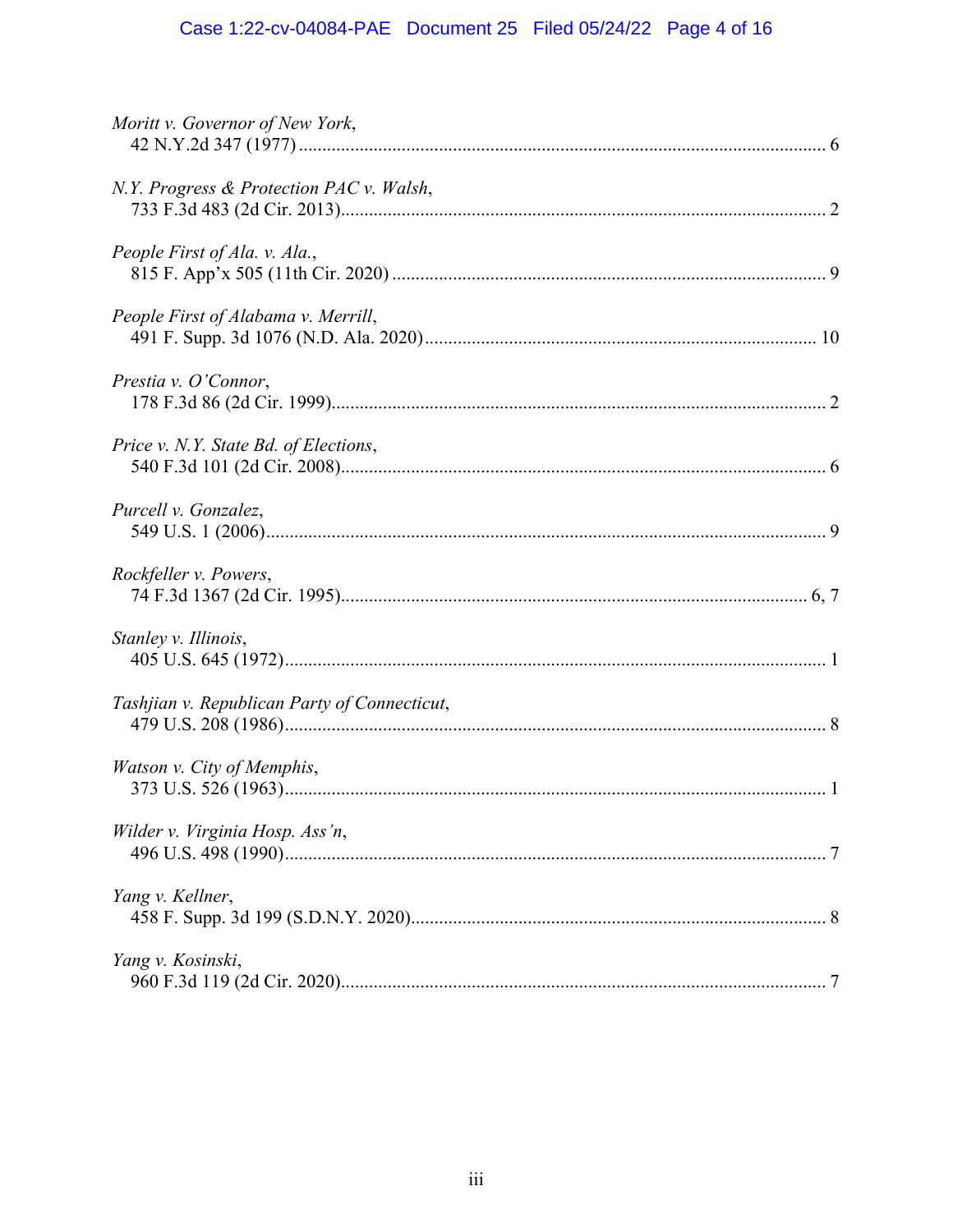*Moritt v. Governor of New York*,
42 N.Y.2d 347 (1977) ............................................................................................................. 6

*N.Y. Progress & Protection PAC v. Walsh*,
733 F.3d 483 (2d Cir. 2013)....................................................................................................... 2

*People First of Ala. v. Ala.*,
815 F. App'x 505 (11th Cir. 2020) ........................................................................................... 9

*People First of Alabama v. Merrill*,
491 F. Supp. 3d 1076 (N.D. Ala. 2020)................................................................................... 10

*Prestia v. O'Connor*,
178 F.3d 86 (2d Cir. 1999)......................................................................................................... 2

*Price v. N.Y. State Bd. of Elections*,
540 F.3d 101 (2d Cir. 2008)....................................................................................................... 6

*Purcell v. Gonzalez*,
549 U.S. 1 (2006)....................................................................................................................... 9

*Rockfeller v. Powers*,
74 F.3d 1367 (2d Cir. 1995)................................................................................................... 6, 7

*Stanley v. Illinois*,
405 U.S. 645 (1972)................................................................................................................... 1

*Tashjian v. Republican Party of Connecticut*,
479 U.S. 208 (1986)................................................................................................................... 8

*Watson v. City of Memphis*,
373 U.S. 526 (1963)................................................................................................................... 1

*Wilder v. Virginia Hosp. Ass'n*,
496 U.S. 498 (1990)................................................................................................................... 7

*Yang v. Kellner*,
458 F. Supp. 3d 199 (S.D.N.Y. 2020)........................................................................................ 8

*Yang v. Kosinski*,
960 F.3d 119 (2d Cir. 2020)....................................................................................................... 7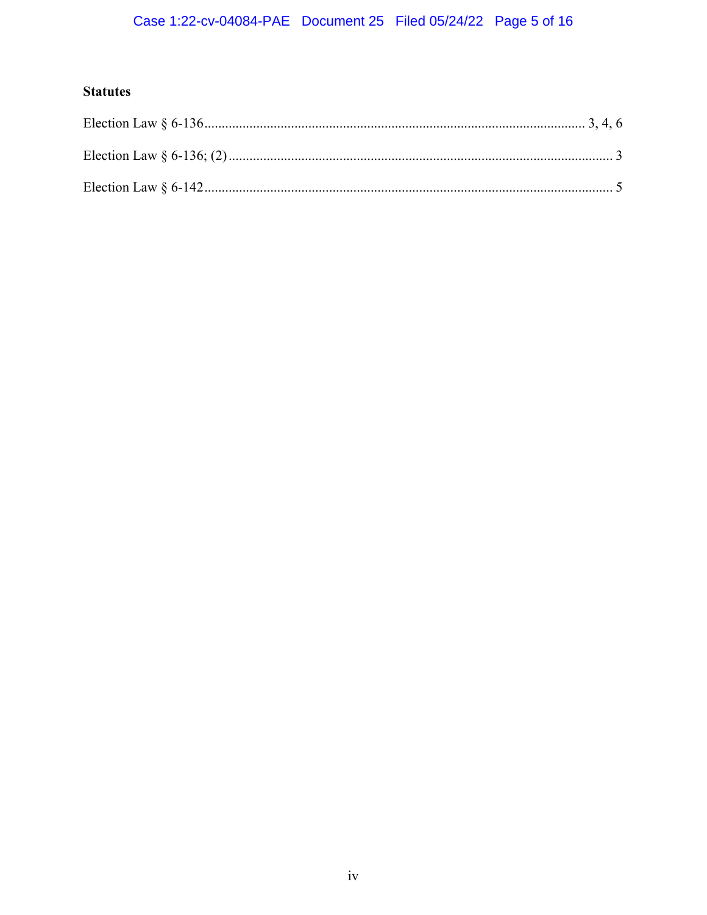### Statutes

Election Law § 6-136 ........................................................................................................ 3, 4, 6

Election Law § 6-136; (2) .......................................................................................................... 3

Election Law § 6-142 ................................................................................................................. 5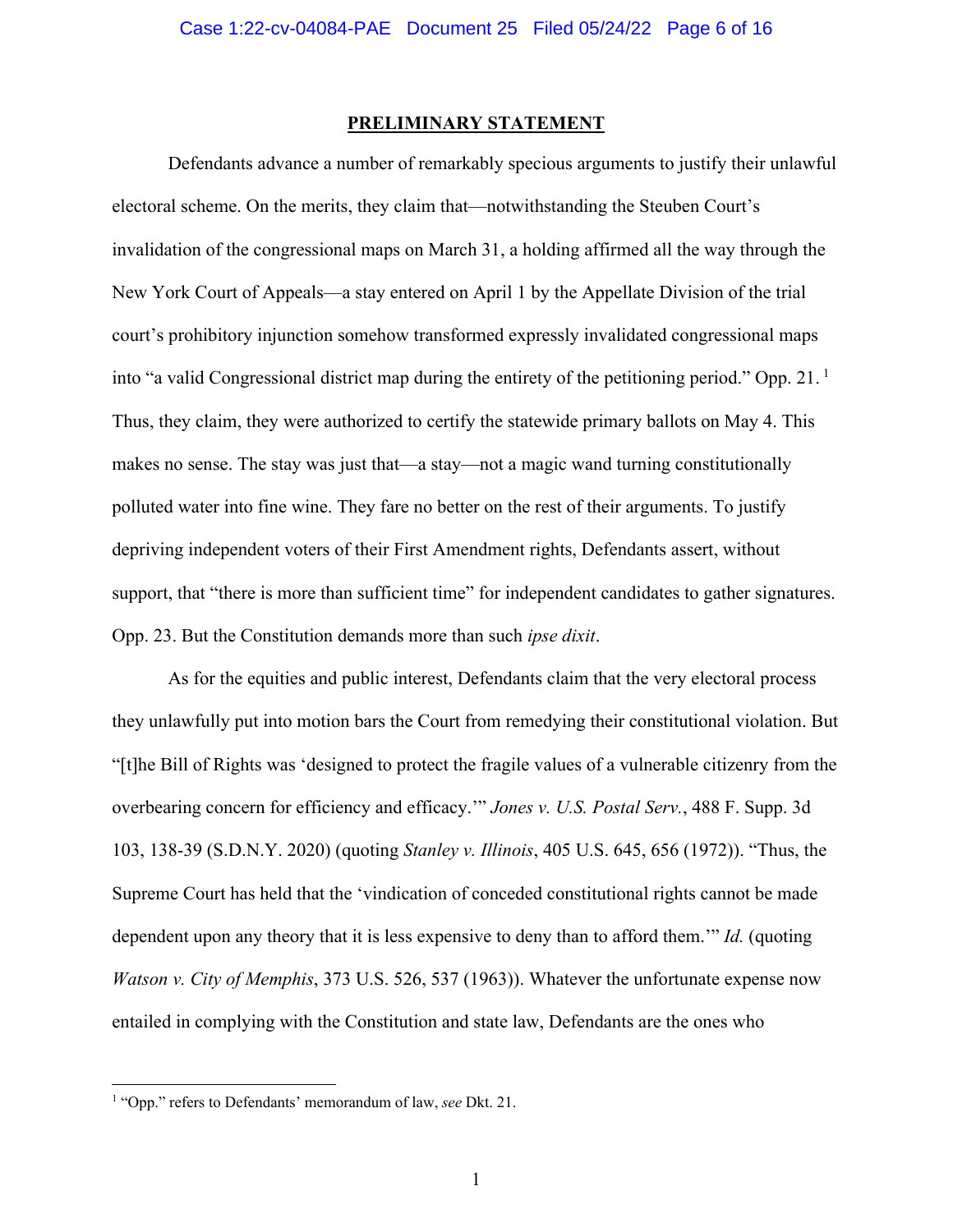## PRELIMINARY STATEMENT

Defendants advance a number of remarkably specious arguments to justify their unlawful electoral scheme. On the merits, they claim that—notwithstanding the Steuben Court's invalidation of the congressional maps on March 31, a holding affirmed all the way through the New York Court of Appeals—a stay entered on April 1 by the Appellate Division of the trial court's prohibitory injunction somehow transformed expressly invalidated congressional maps into "a valid Congressional district map during the entirety of the petitioning period." Opp. 21.[1] Thus, they claim, they were authorized to certify the statewide primary ballots on May 4. This makes no sense. The stay was just that—a stay—not a magic wand turning constitutionally polluted water into fine wine. They fare no better on the rest of their arguments. To justify depriving independent voters of their First Amendment rights, Defendants assert, without support, that "there is more than sufficient time" for independent candidates to gather signatures. Opp. 23. But the Constitution demands more than such *ipse dixit*.

As for the equities and public interest, Defendants claim that the very electoral process they unlawfully put into motion bars the Court from remedying their constitutional violation. But "[t]he Bill of Rights was 'designed to protect the fragile values of a vulnerable citizenry from the overbearing concern for efficiency and efficacy.'" *Jones v. U.S. Postal Serv.*, 488 F. Supp. 3d 103, 138-39 (S.D.N.Y. 2020) (quoting *Stanley v. Illinois*, 405 U.S. 645, 656 (1972)). "Thus, the Supreme Court has held that the 'vindication of conceded constitutional rights cannot be made dependent upon any theory that it is less expensive to deny than to afford them.'" *Id.* (quoting *Watson v. City of Memphis*, 373 U.S. 526, 537 (1963)). Whatever the unfortunate expense now entailed in complying with the Constitution and state law, Defendants are the ones who

[1] "Opp." refers to Defendants' memorandum of law, *see* Dkt. 21.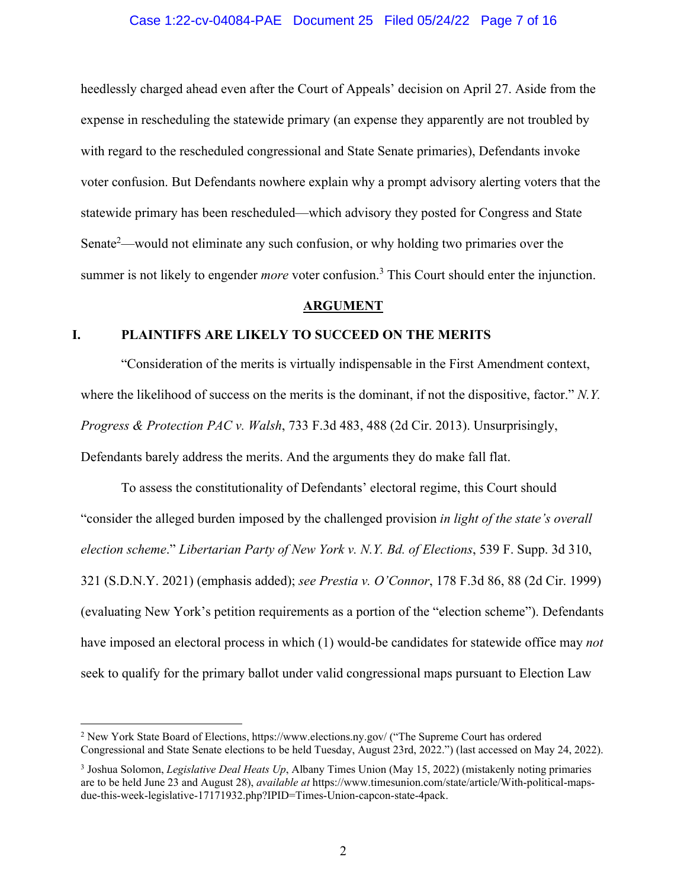heedlessly charged ahead even after the Court of Appeals' decision on April 27. Aside from the expense in rescheduling the statewide primary (an expense they apparently are not troubled by with regard to the rescheduled congressional and State Senate primaries), Defendants invoke voter confusion. But Defendants nowhere explain why a prompt advisory alerting voters that the statewide primary has been rescheduled—which advisory they posted for Congress and State Senate[2]—would not eliminate any such confusion, or why holding two primaries over the summer is not likely to engender *more* voter confusion.[3] This Court should enter the injunction.

## ARGUMENT

### I. PLAINTIFFS ARE LIKELY TO SUCCEED ON THE MERITS

"Consideration of the merits is virtually indispensable in the First Amendment context, where the likelihood of success on the merits is the dominant, if not the dispositive, factor." *N.Y. Progress & Protection PAC v. Walsh*, 733 F.3d 483, 488 (2d Cir. 2013). Unsurprisingly, Defendants barely address the merits. And the arguments they do make fall flat.

To assess the constitutionality of Defendants' electoral regime, this Court should "consider the alleged burden imposed by the challenged provision *in light of the state's overall election scheme*." *Libertarian Party of New York v. N.Y. Bd. of Elections*, 539 F. Supp. 3d 310, 321 (S.D.N.Y. 2021) (emphasis added); *see Prestia v. O'Connor*, 178 F.3d 86, 88 (2d Cir. 1999) (evaluating New York's petition requirements as a portion of the "election scheme"). Defendants have imposed an electoral process in which (1) would-be candidates for statewide office may *not* seek to qualify for the primary ballot under valid congressional maps pursuant to Election Law

---

[2] New York State Board of Elections, https://www.elections.ny.gov/ ("The Supreme Court has ordered Congressional and State Senate elections to be held Tuesday, August 23rd, 2022.") (last accessed on May 24, 2022).

[3] Joshua Solomon, *Legislative Deal Heats Up*, Albany Times Union (May 15, 2022) (mistakenly noting primaries are to be held June 23 and August 28), *available at* https://www.timesunion.com/state/article/With-political-maps-due-this-week-legislative-17171932.php?IPID=Times-Union-capcon-state-4pack.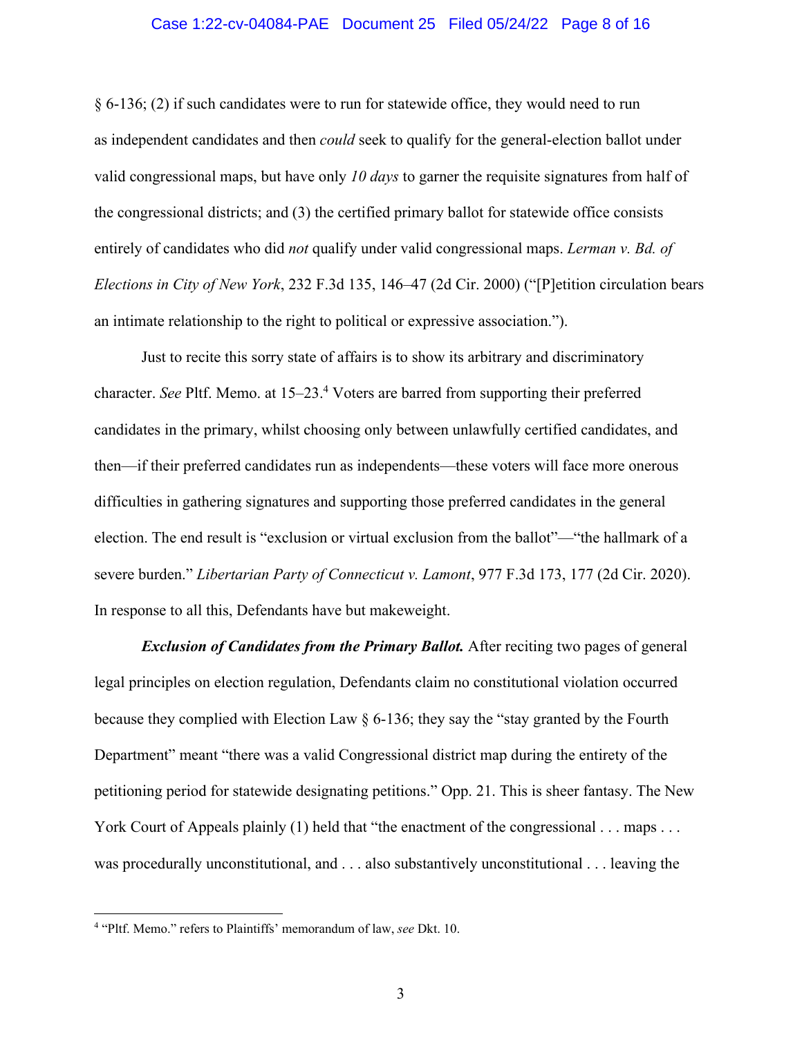§ 6-136; (2) if such candidates were to run for statewide office, they would need to run as independent candidates and then *could* seek to qualify for the general-election ballot under valid congressional maps, but have only *10 days* to garner the requisite signatures from half of the congressional districts; and (3) the certified primary ballot for statewide office consists entirely of candidates who did *not* qualify under valid congressional maps. *Lerman v. Bd. of Elections in City of New York*, 232 F.3d 135, 146–47 (2d Cir. 2000) ("[P]etition circulation bears an intimate relationship to the right to political or expressive association.").

Just to recite this sorry state of affairs is to show its arbitrary and discriminatory character. *See* Pltf. Memo. at 15–23.[4] Voters are barred from supporting their preferred candidates in the primary, whilst choosing only between unlawfully certified candidates, and then—if their preferred candidates run as independents—these voters will face more onerous difficulties in gathering signatures and supporting those preferred candidates in the general election. The end result is "exclusion or virtual exclusion from the ballot"—"the hallmark of a severe burden." *Libertarian Party of Connecticut v. Lamont*, 977 F.3d 173, 177 (2d Cir. 2020). In response to all this, Defendants have but makeweight.

***Exclusion of Candidates from the Primary Ballot.*** After reciting two pages of general legal principles on election regulation, Defendants claim no constitutional violation occurred because they complied with Election Law § 6-136; they say the "stay granted by the Fourth Department" meant "there was a valid Congressional district map during the entirety of the petitioning period for statewide designating petitions." Opp. 21. This is sheer fantasy. The New York Court of Appeals plainly (1) held that "the enactment of the congressional . . . maps . . . was procedurally unconstitutional, and . . . also substantively unconstitutional . . . leaving the

---

[4] "Pltf. Memo." refers to Plaintiffs' memorandum of law, *see* Dkt. 10.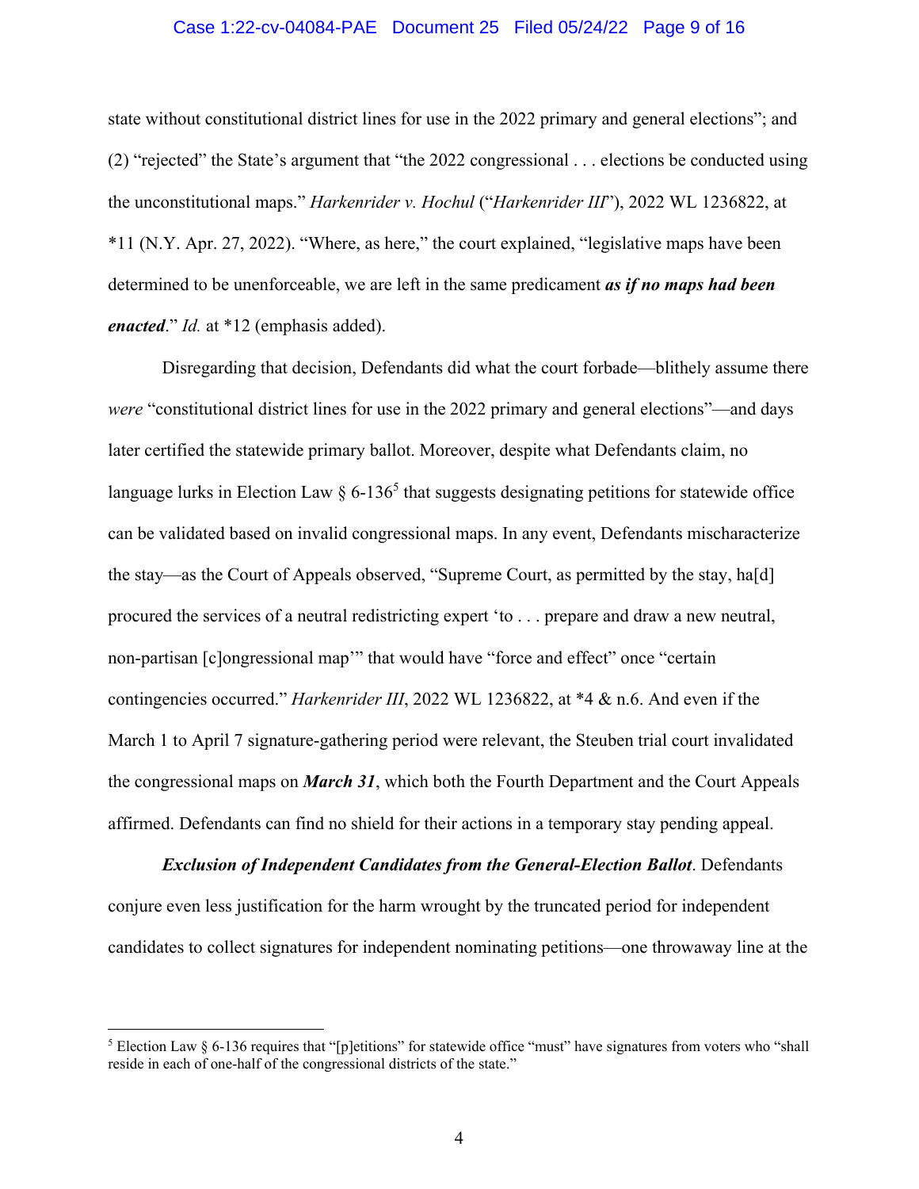state without constitutional district lines for use in the 2022 primary and general elections"; and (2) "rejected" the State's argument that "the 2022 congressional . . . elections be conducted using the unconstitutional maps." *Harkenrider v. Hochul* ("*Harkenrider III*"), 2022 WL 1236822, at *11 (N.Y. Apr. 27, 2022). "Where, as here," the court explained, "legislative maps have been determined to be unenforceable, we are left in the same predicament ***as if no maps had been enacted***." *Id.* at *12 (emphasis added).

Disregarding that decision, Defendants did what the court forbade—blithely assume there *were* "constitutional district lines for use in the 2022 primary and general elections"—and days later certified the statewide primary ballot. Moreover, despite what Defendants claim, no language lurks in Election Law § 6-136[5] that suggests designating petitions for statewide office can be validated based on invalid congressional maps. In any event, Defendants mischaracterize the stay—as the Court of Appeals observed, "Supreme Court, as permitted by the stay, ha[d] procured the services of a neutral redistricting expert 'to . . . prepare and draw a new neutral, non-partisan [c]ongressional map'" that would have "force and effect" once "certain contingencies occurred." *Harkenrider III*, 2022 WL 1236822, at *4 & n.6. And even if the March 1 to April 7 signature-gathering period were relevant, the Steuben trial court invalidated the congressional maps on ***March 31***, which both the Fourth Department and the Court Appeals affirmed. Defendants can find no shield for their actions in a temporary stay pending appeal.

***Exclusion of Independent Candidates from the General-Election Ballot***. Defendants conjure even less justification for the harm wrought by the truncated period for independent candidates to collect signatures for independent nominating petitions—one throwaway line at the

---

[5] Election Law § 6-136 requires that "[p]etitions" for statewide office "must" have signatures from voters who "shall reside in each of one-half of the congressional districts of the state."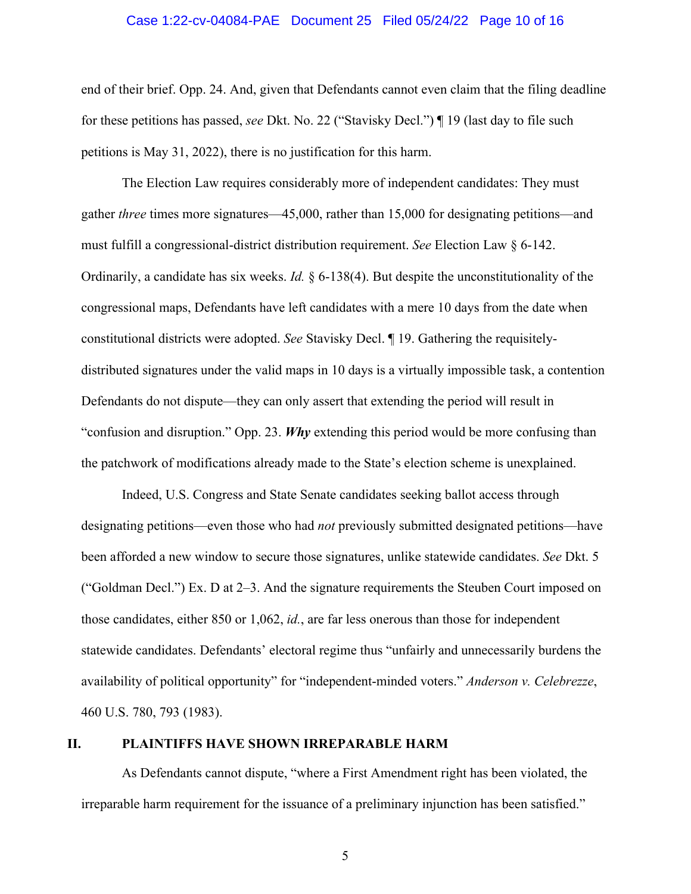end of their brief. Opp. 24. And, given that Defendants cannot even claim that the filing deadline for these petitions has passed, *see* Dkt. No. 22 ("Stavisky Decl.") ¶ 19 (last day to file such petitions is May 31, 2022), there is no justification for this harm.

The Election Law requires considerably more of independent candidates: They must gather *three* times more signatures—45,000, rather than 15,000 for designating petitions—and must fulfill a congressional-district distribution requirement. *See* Election Law § 6-142. Ordinarily, a candidate has six weeks. *Id.* § 6-138(4). But despite the unconstitutionality of the congressional maps, Defendants have left candidates with a mere 10 days from the date when constitutional districts were adopted. *See* Stavisky Decl. ¶ 19. Gathering the requisitely-distributed signatures under the valid maps in 10 days is a virtually impossible task, a contention Defendants do not dispute—they can only assert that extending the period will result in "confusion and disruption." Opp. 23. ***Why*** extending this period would be more confusing than the patchwork of modifications already made to the State's election scheme is unexplained.

Indeed, U.S. Congress and State Senate candidates seeking ballot access through designating petitions—even those who had *not* previously submitted designated petitions—have been afforded a new window to secure those signatures, unlike statewide candidates. *See* Dkt. 5 ("Goldman Decl.") Ex. D at 2–3. And the signature requirements the Steuben Court imposed on those candidates, either 850 or 1,062, *id.*, are far less onerous than those for independent statewide candidates. Defendants' electoral regime thus "unfairly and unnecessarily burdens the availability of political opportunity" for "independent-minded voters." *Anderson v. Celebrezze*, 460 U.S. 780, 793 (1983).

## II. PLAINTIFFS HAVE SHOWN IRREPARABLE HARM

As Defendants cannot dispute, "where a First Amendment right has been violated, the irreparable harm requirement for the issuance of a preliminary injunction has been satisfied."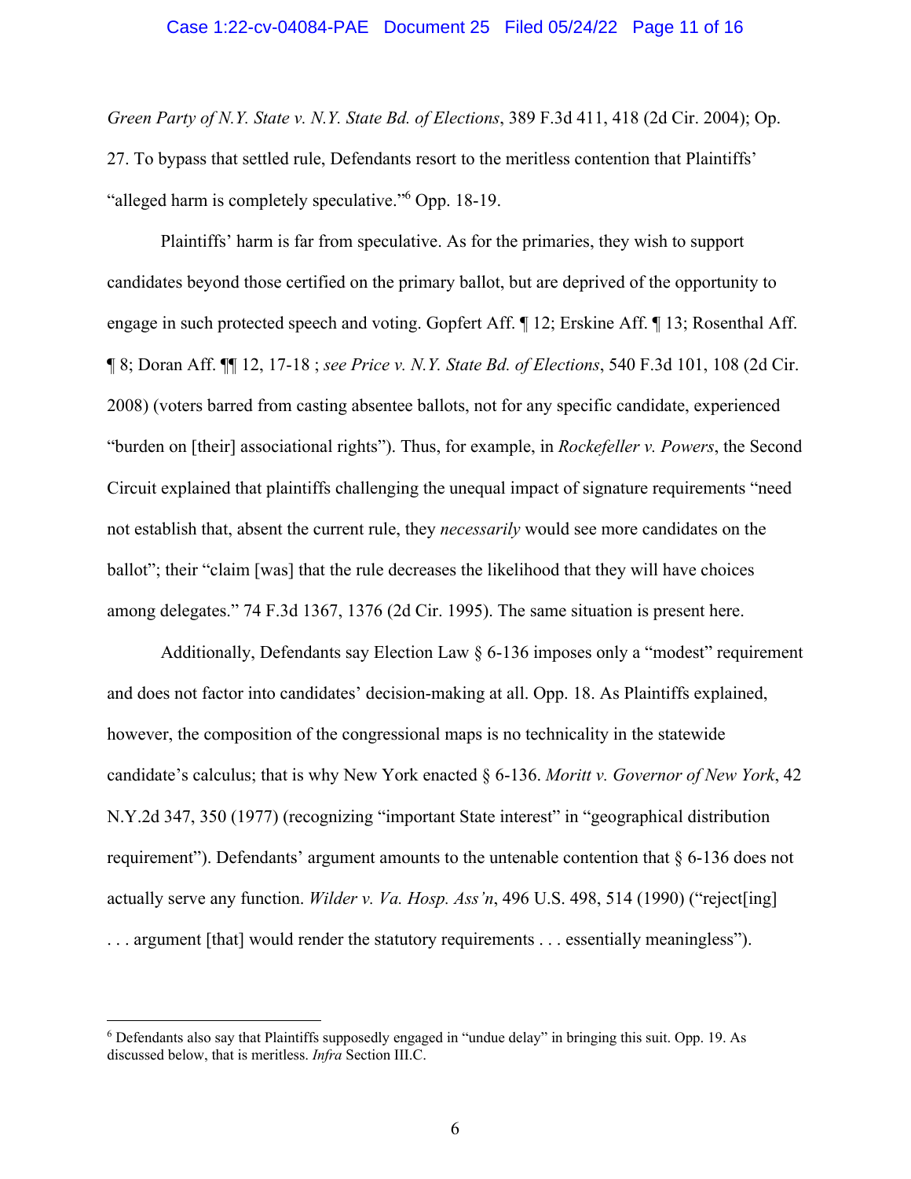*Green Party of N.Y. State v. N.Y. State Bd. of Elections*, 389 F.3d 411, 418 (2d Cir. 2004); Op. 27. To bypass that settled rule, Defendants resort to the meritless contention that Plaintiffs' "alleged harm is completely speculative."[6] Opp. 18-19.

Plaintiffs' harm is far from speculative. As for the primaries, they wish to support candidates beyond those certified on the primary ballot, but are deprived of the opportunity to engage in such protected speech and voting. Gopfert Aff. ¶ 12; Erskine Aff. ¶ 13; Rosenthal Aff. ¶ 8; Doran Aff. ¶¶ 12, 17-18 ; *see Price v. N.Y. State Bd. of Elections*, 540 F.3d 101, 108 (2d Cir. 2008) (voters barred from casting absentee ballots, not for any specific candidate, experienced "burden on [their] associational rights"). Thus, for example, in *Rockefeller v. Powers*, the Second Circuit explained that plaintiffs challenging the unequal impact of signature requirements "need not establish that, absent the current rule, they *necessarily* would see more candidates on the ballot"; their "claim [was] that the rule decreases the likelihood that they will have choices among delegates." 74 F.3d 1367, 1376 (2d Cir. 1995). The same situation is present here.

Additionally, Defendants say Election Law § 6-136 imposes only a "modest" requirement and does not factor into candidates' decision-making at all. Opp. 18. As Plaintiffs explained, however, the composition of the congressional maps is no technicality in the statewide candidate's calculus; that is why New York enacted § 6-136. *Moritt v. Governor of New York*, 42 N.Y.2d 347, 350 (1977) (recognizing "important State interest" in "geographical distribution requirement"). Defendants' argument amounts to the untenable contention that § 6-136 does not actually serve any function. *Wilder v. Va. Hosp. Ass'n*, 496 U.S. 498, 514 (1990) ("reject[ing] . . . argument [that] would render the statutory requirements . . . essentially meaningless").

---

[6] Defendants also say that Plaintiffs supposedly engaged in "undue delay" in bringing this suit. Opp. 19. As discussed below, that is meritless. *Infra* Section III.C.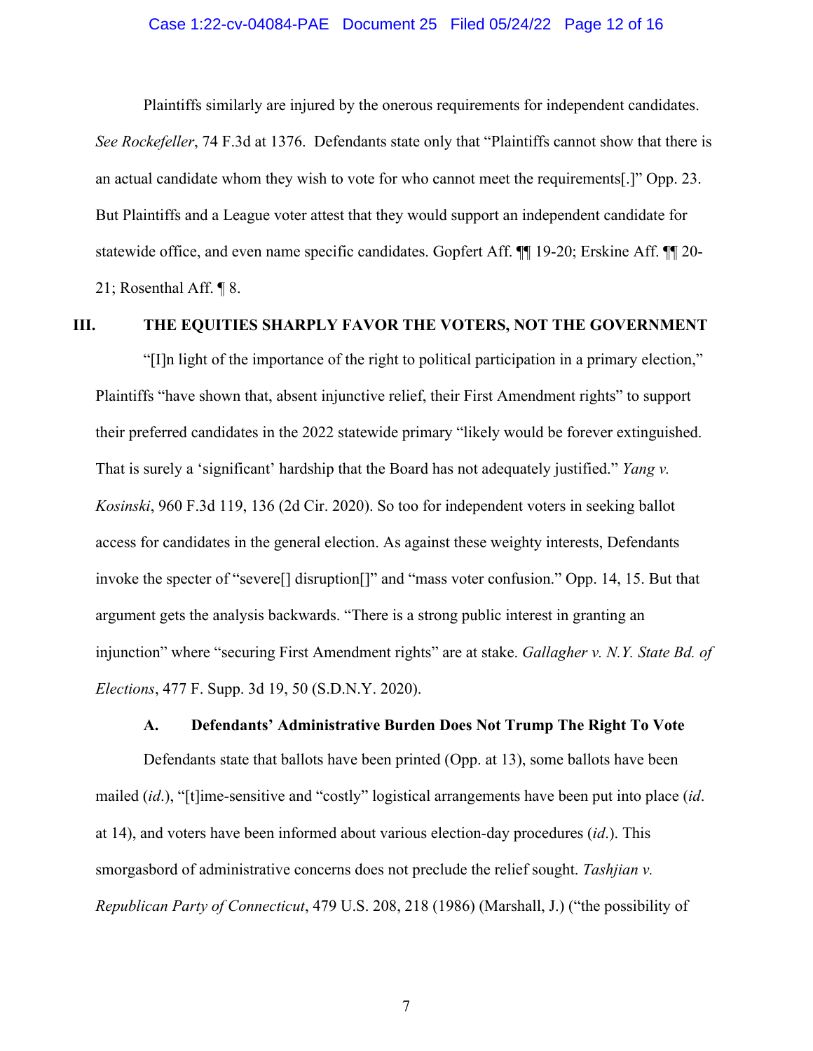Plaintiffs similarly are injured by the onerous requirements for independent candidates. *See Rockefeller*, 74 F.3d at 1376. Defendants state only that "Plaintiffs cannot show that there is an actual candidate whom they wish to vote for who cannot meet the requirements[.]" Opp. 23. But Plaintiffs and a League voter attest that they would support an independent candidate for statewide office, and even name specific candidates. Gopfert Aff. ¶¶ 19-20; Erskine Aff. ¶¶ 20-21; Rosenthal Aff. ¶ 8.

## III. THE EQUITIES SHARPLY FAVOR THE VOTERS, NOT THE GOVERNMENT

"[I]n light of the importance of the right to political participation in a primary election," Plaintiffs "have shown that, absent injunctive relief, their First Amendment rights" to support their preferred candidates in the 2022 statewide primary "likely would be forever extinguished. That is surely a 'significant' hardship that the Board has not adequately justified." *Yang v. Kosinski*, 960 F.3d 119, 136 (2d Cir. 2020). So too for independent voters in seeking ballot access for candidates in the general election. As against these weighty interests, Defendants invoke the specter of "severe[] disruption[]" and "mass voter confusion." Opp. 14, 15. But that argument gets the analysis backwards. "There is a strong public interest in granting an injunction" where "securing First Amendment rights" are at stake. *Gallagher v. N.Y. State Bd. of Elections*, 477 F. Supp. 3d 19, 50 (S.D.N.Y. 2020).

### A. Defendants' Administrative Burden Does Not Trump The Right To Vote

Defendants state that ballots have been printed (Opp. at 13), some ballots have been mailed (*id.*), "[t]ime-sensitive and "costly" logistical arrangements have been put into place (*id.* at 14), and voters have been informed about various election-day procedures (*id.*). This smorgasbord of administrative concerns does not preclude the relief sought. *Tashjian v. Republican Party of Connecticut*, 479 U.S. 208, 218 (1986) (Marshall, J.) ("the possibility of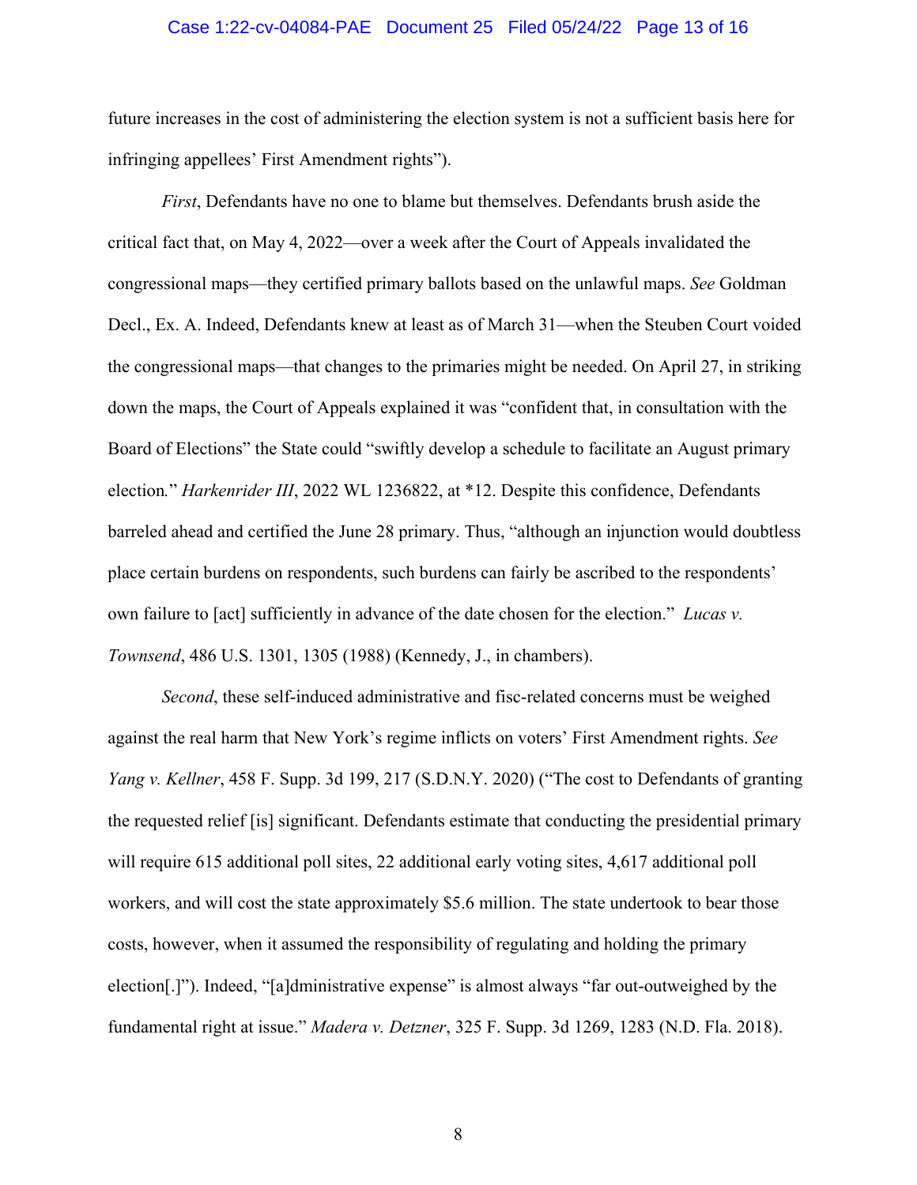future increases in the cost of administering the election system is not a sufficient basis here for infringing appellees' First Amendment rights").

*First*, Defendants have no one to blame but themselves. Defendants brush aside the critical fact that, on May 4, 2022—over a week after the Court of Appeals invalidated the congressional maps—they certified primary ballots based on the unlawful maps. *See* Goldman Decl., Ex. A. Indeed, Defendants knew at least as of March 31—when the Steuben Court voided the congressional maps—that changes to the primaries might be needed. On April 27, in striking down the maps, the Court of Appeals explained it was "confident that, in consultation with the Board of Elections" the State could "swiftly develop a schedule to facilitate an August primary election*.*" *Harkenrider III*, 2022 WL 1236822, at *12. Despite this confidence, Defendants barreled ahead and certified the June 28 primary. Thus, "although an injunction would doubtless place certain burdens on respondents, such burdens can fairly be ascribed to the respondents' own failure to [act] sufficiently in advance of the date chosen for the election." *Lucas v. Townsend*, 486 U.S. 1301, 1305 (1988) (Kennedy, J., in chambers).

*Second*, these self-induced administrative and fisc-related concerns must be weighed against the real harm that New York's regime inflicts on voters' First Amendment rights. *See Yang v. Kellner*, 458 F. Supp. 3d 199, 217 (S.D.N.Y. 2020) ("The cost to Defendants of granting the requested relief [is] significant. Defendants estimate that conducting the presidential primary will require 615 additional poll sites, 22 additional early voting sites, 4,617 additional poll workers, and will cost the state approximately $5.6 million. The state undertook to bear those costs, however, when it assumed the responsibility of regulating and holding the primary election[.]"). Indeed, "[a]dministrative expense" is almost always "far out-outweighed by the fundamental right at issue." *Madera v. Detzner*, 325 F. Supp. 3d 1269, 1283 (N.D. Fla. 2018).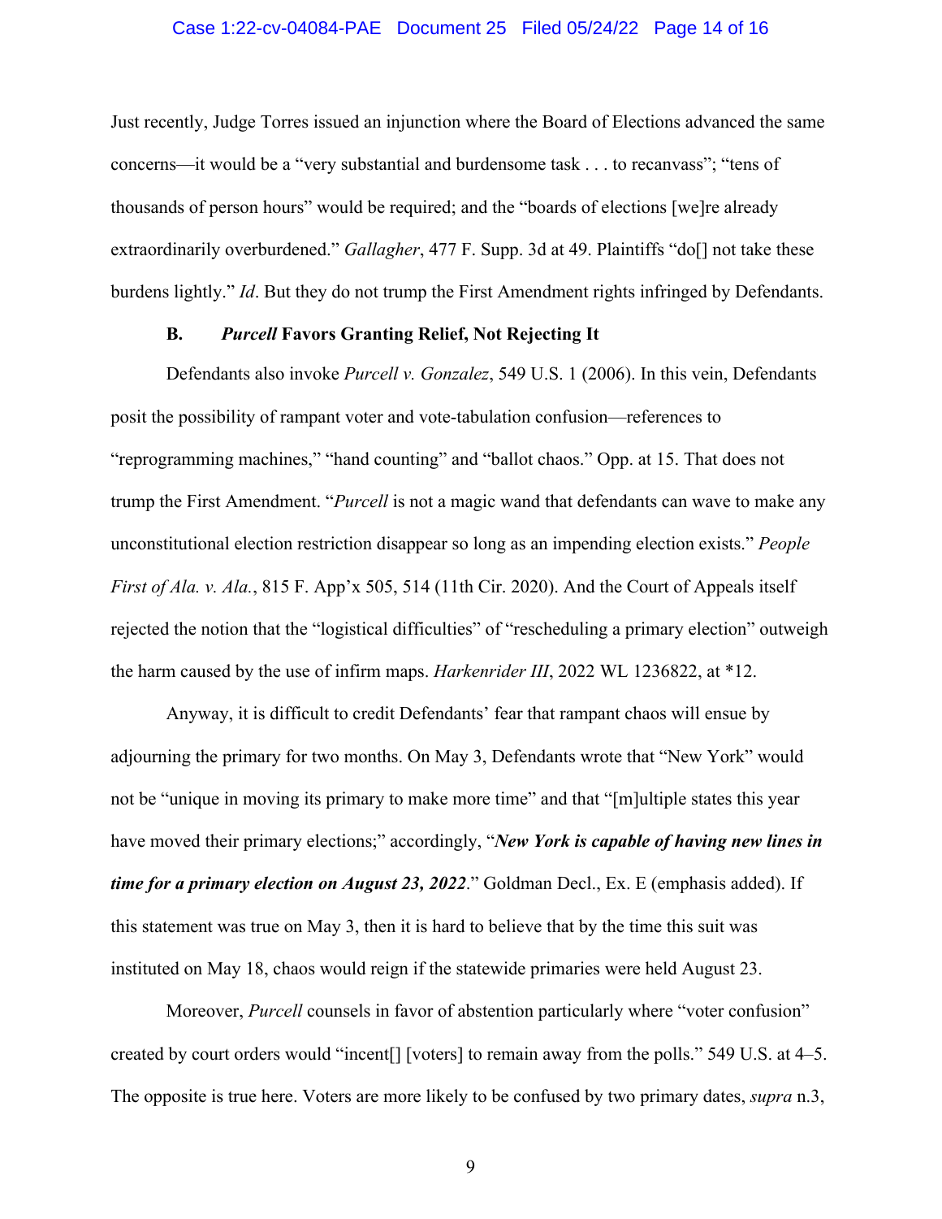Just recently, Judge Torres issued an injunction where the Board of Elections advanced the same concerns—it would be a "very substantial and burdensome task . . . to recanvass"; "tens of thousands of person hours" would be required; and the "boards of elections [we]re already extraordinarily overburdened." *Gallagher*, 477 F. Supp. 3d at 49. Plaintiffs "do[] not take these burdens lightly." *Id*. But they do not trump the First Amendment rights infringed by Defendants.

### B. *Purcell* Favors Granting Relief, Not Rejecting It

Defendants also invoke *Purcell v. Gonzalez*, 549 U.S. 1 (2006). In this vein, Defendants posit the possibility of rampant voter and vote-tabulation confusion—references to "reprogramming machines," "hand counting" and "ballot chaos." Opp. at 15. That does not trump the First Amendment. "*Purcell* is not a magic wand that defendants can wave to make any unconstitutional election restriction disappear so long as an impending election exists." *People First of Ala. v. Ala.*, 815 F. App'x 505, 514 (11th Cir. 2020). And the Court of Appeals itself rejected the notion that the "logistical difficulties" of "rescheduling a primary election" outweigh the harm caused by the use of infirm maps. *Harkenrider III*, 2022 WL 1236822, at *12.

Anyway, it is difficult to credit Defendants' fear that rampant chaos will ensue by adjourning the primary for two months. On May 3, Defendants wrote that "New York" would not be "unique in moving its primary to make more time" and that "[m]ultiple states this year have moved their primary elections;" accordingly, "***New York is capable of having new lines in time for a primary election on August 23, 2022***." Goldman Decl., Ex. E (emphasis added). If this statement was true on May 3, then it is hard to believe that by the time this suit was instituted on May 18, chaos would reign if the statewide primaries were held August 23.

Moreover, *Purcell* counsels in favor of abstention particularly where "voter confusion" created by court orders would "incent[] [voters] to remain away from the polls." 549 U.S. at 4–5. The opposite is true here. Voters are more likely to be confused by two primary dates, *supra* n.3,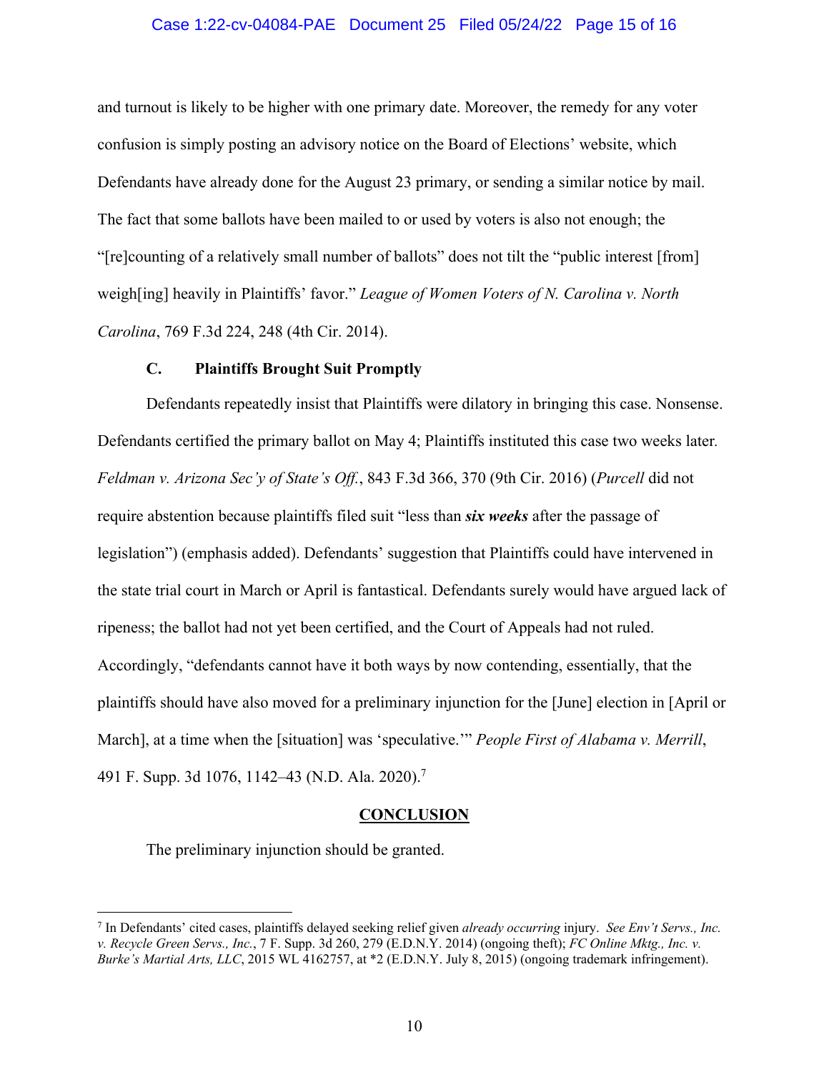and turnout is likely to be higher with one primary date. Moreover, the remedy for any voter confusion is simply posting an advisory notice on the Board of Elections' website, which Defendants have already done for the August 23 primary, or sending a similar notice by mail. The fact that some ballots have been mailed to or used by voters is also not enough; the "[re]counting of a relatively small number of ballots" does not tilt the "public interest [from] weigh[ing] heavily in Plaintiffs' favor." *League of Women Voters of N. Carolina v. North Carolina*, 769 F.3d 224, 248 (4th Cir. 2014).

### C. Plaintiffs Brought Suit Promptly

Defendants repeatedly insist that Plaintiffs were dilatory in bringing this case. Nonsense. Defendants certified the primary ballot on May 4; Plaintiffs instituted this case two weeks later. *Feldman v. Arizona Sec'y of State's Off.*, 843 F.3d 366, 370 (9th Cir. 2016) (*Purcell* did not require abstention because plaintiffs filed suit "less than ***six weeks*** after the passage of legislation") (emphasis added). Defendants' suggestion that Plaintiffs could have intervened in the state trial court in March or April is fantastical. Defendants surely would have argued lack of ripeness; the ballot had not yet been certified, and the Court of Appeals had not ruled. Accordingly, "defendants cannot have it both ways by now contending, essentially, that the plaintiffs should have also moved for a preliminary injunction for the [June] election in [April or March], at a time when the [situation] was 'speculative.'" *People First of Alabama v. Merrill*, 491 F. Supp. 3d 1076, 1142–43 (N.D. Ala. 2020).[7]

## CONCLUSION

The preliminary injunction should be granted.

---

[7] In Defendants' cited cases, plaintiffs delayed seeking relief given *already occurring* injury. *See Env't Servs., Inc. v. Recycle Green Servs., Inc.*, 7 F. Supp. 3d 260, 279 (E.D.N.Y. 2014) (ongoing theft); *FC Online Mktg., Inc. v. Burke's Martial Arts, LLC*, 2015 WL 4162757, at *2 (E.D.N.Y. July 8, 2015) (ongoing trademark infringement).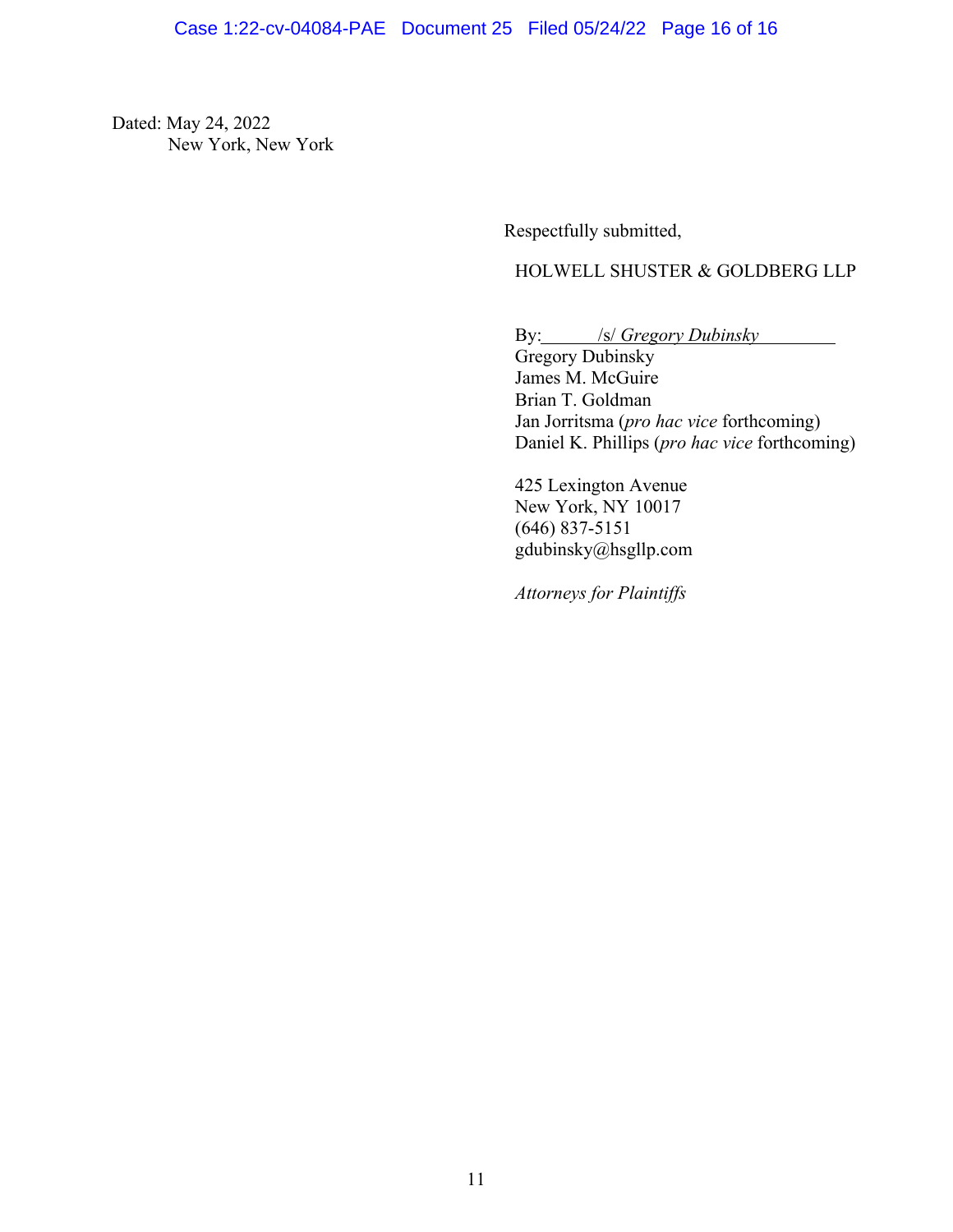Dated: May 24, 2022
New York, New York

Respectfully submitted,

HOLWELL SHUSTER & GOLDBERG LLP

By: /s/ *Gregory Dubinsky*
Gregory Dubinsky
James M. McGuire
Brian T. Goldman
Jan Jorritsma (*pro hac vice* forthcoming)
Daniel K. Phillips (*pro hac vice* forthcoming)

425 Lexington Avenue
New York, NY 10017
(646) 837-5151
gdubinsky@hsgllp.com

*Attorneys for Plaintiffs*